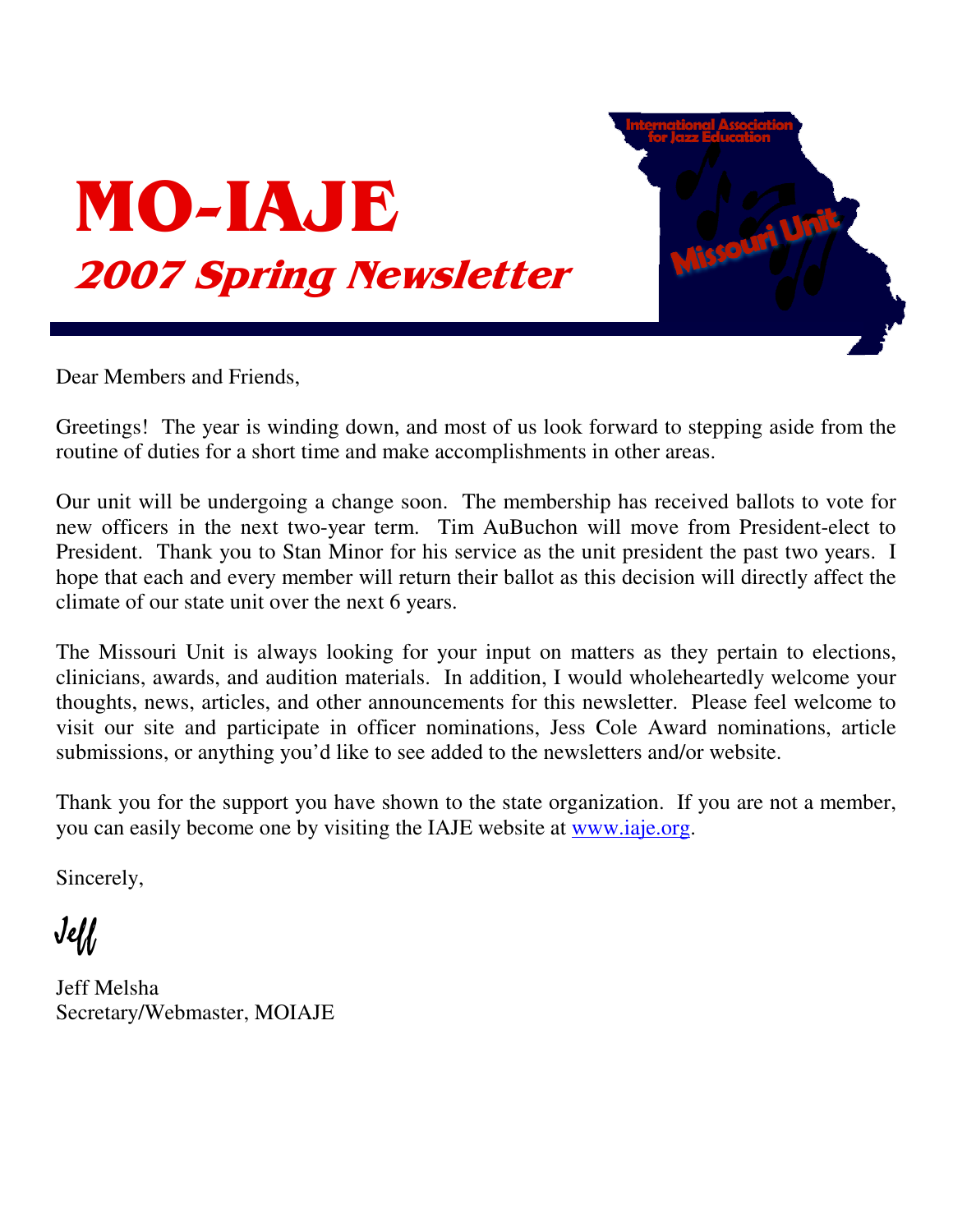# MO-IAJE

## *2007 Spring Newsletter*

Dear Members and Friends,

Greetings! The year is winding down, and most of us look forward to stepping aside from the routine of duties for a short time and make accomplishments in other areas.

Our unit will be undergoing a change soon. The membership has received ballots to vote for new officers in the next two-year term. Tim AuBuchon will move from President-elect to President. Thank you to Stan Minor for his service as the unit president the past two years. I hope that each and every member will return their ballot as this decision will directly affect the climate of our state unit over the next 6 years.

The Missouri Unit is always looking for your input on matters as they pertain to elections, clinicians, awards, and audition materials. In addition, I would wholeheartedly welcome your thoughts, news, articles, and other announcements for this newsletter. Please feel welcome to visit our site and participate in officer nominations, Jess Cole Award nominations, article submissions, or anything you'd like to see added to the newsletters and/or website.

Thank you for the support you have shown to the state organization. If you are not a member, you can easily become one by visiting the IAJE website at www.iaje.org.

Sincerely,

Jeff

Jeff Melsha
Secretary/Webmaster, MOIAJE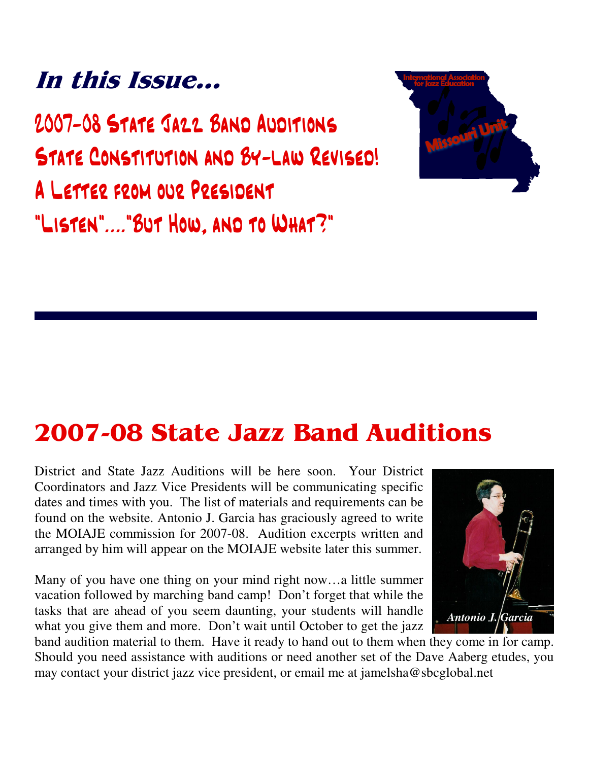# In this Issue...

2007-08 State Jazz Band Auditions

State Constitution and By-law Revised!

A Letter from our President

"Listen"...."But How, and to What?"

International Association for Jazz Education

Missouri Unit

## 2007-08 State Jazz Band Auditions

District and State Jazz Auditions will be here soon. Your District Coordinators and Jazz Vice Presidents will be communicating specific dates and times with you. The list of materials and requirements can be found on the website. Antonio J. Garcia has graciously agreed to write the MOIAJE commission for 2007-08. Audition excerpts written and arranged by him will appear on the MOIAJE website later this summer.

*Antonio J. Garcia*

Many of you have one thing on your mind right now…a little summer vacation followed by marching band camp! Don't forget that while the tasks that are ahead of you seem daunting, your students will handle what you give them and more. Don't wait until October to get the jazz band audition material to them. Have it ready to hand out to them when they come in for camp. Should you need assistance with auditions or need another set of the Dave Aaberg etudes, you may contact your district jazz vice president, or email me at jamelsha@sbcglobal.net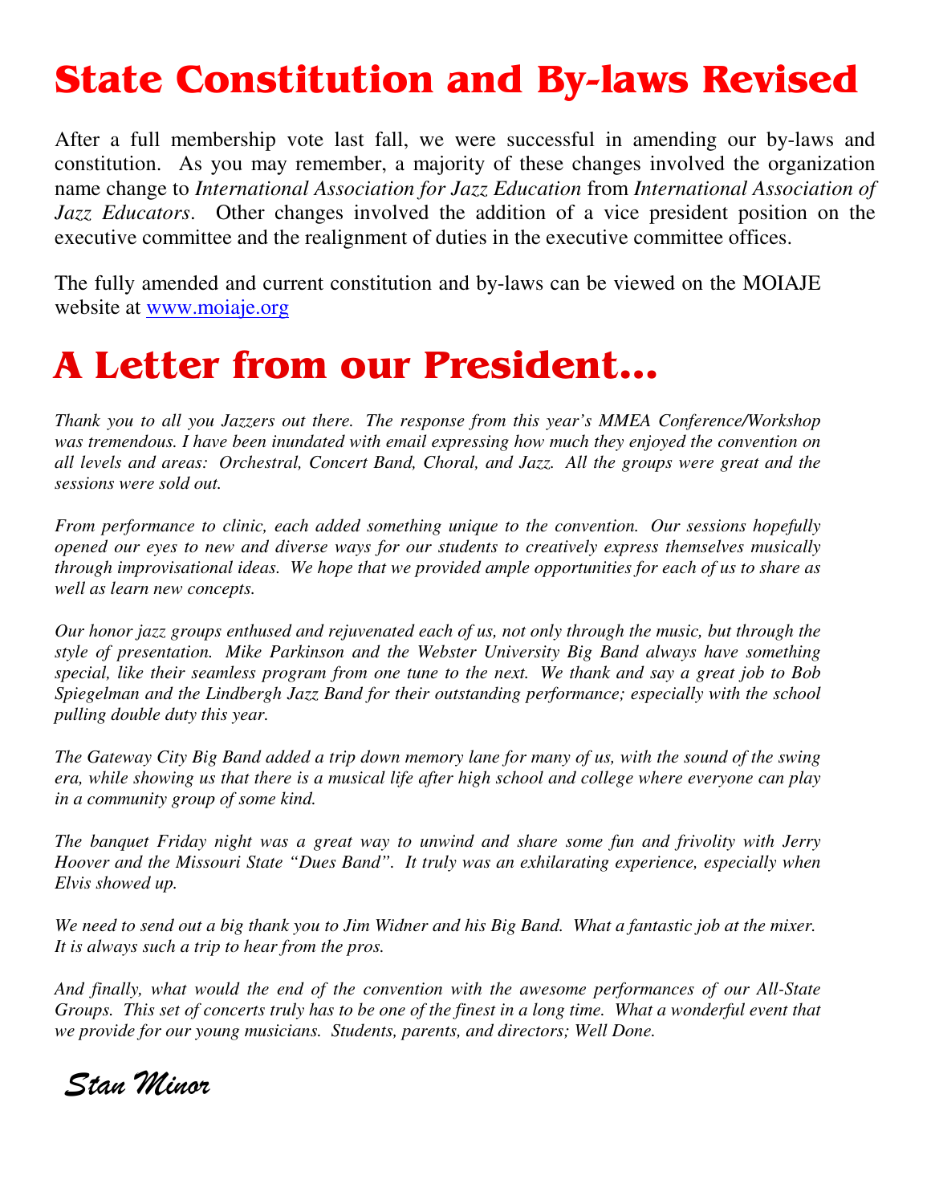# State Constitution and By-laws Revised

After a full membership vote last fall, we were successful in amending our by-laws and constitution. As you may remember, a majority of these changes involved the organization name change to *International Association for Jazz Education* from *International Association of Jazz Educators*. Other changes involved the addition of a vice president position on the executive committee and the realignment of duties in the executive committee offices.

The fully amended and current constitution and by-laws can be viewed on the MOIAJE website at [www.moiaje.org](www.moiaje.org)

# A Letter from our President...

*Thank you to all you Jazzers out there. The response from this year's MMEA Conference/Workshop was tremendous. I have been inundated with email expressing how much they enjoyed the convention on all levels and areas: Orchestral, Concert Band, Choral, and Jazz. All the groups were great and the sessions were sold out.*

*From performance to clinic, each added something unique to the convention. Our sessions hopefully opened our eyes to new and diverse ways for our students to creatively express themselves musically through improvisational ideas. We hope that we provided ample opportunities for each of us to share as well as learn new concepts.*

*Our honor jazz groups enthused and rejuvenated each of us, not only through the music, but through the style of presentation. Mike Parkinson and the Webster University Big Band always have something special, like their seamless program from one tune to the next. We thank and say a great job to Bob Spiegelman and the Lindbergh Jazz Band for their outstanding performance; especially with the school pulling double duty this year.*

*The Gateway City Big Band added a trip down memory lane for many of us, with the sound of the swing era, while showing us that there is a musical life after high school and college where everyone can play in a community group of some kind.*

*The banquet Friday night was a great way to unwind and share some fun and frivolity with Jerry Hoover and the Missouri State "Dues Band". It truly was an exhilarating experience, especially when Elvis showed up.*

*We need to send out a big thank you to Jim Widner and his Big Band. What a fantastic job at the mixer. It is always such a trip to hear from the pros.*

*And finally, what would the end of the convention with the awesome performances of our All-State Groups. This set of concerts truly has to be one of the finest in a long time. What a wonderful event that we provide for our young musicians. Students, parents, and directors; Well Done.*

*Stan Minor*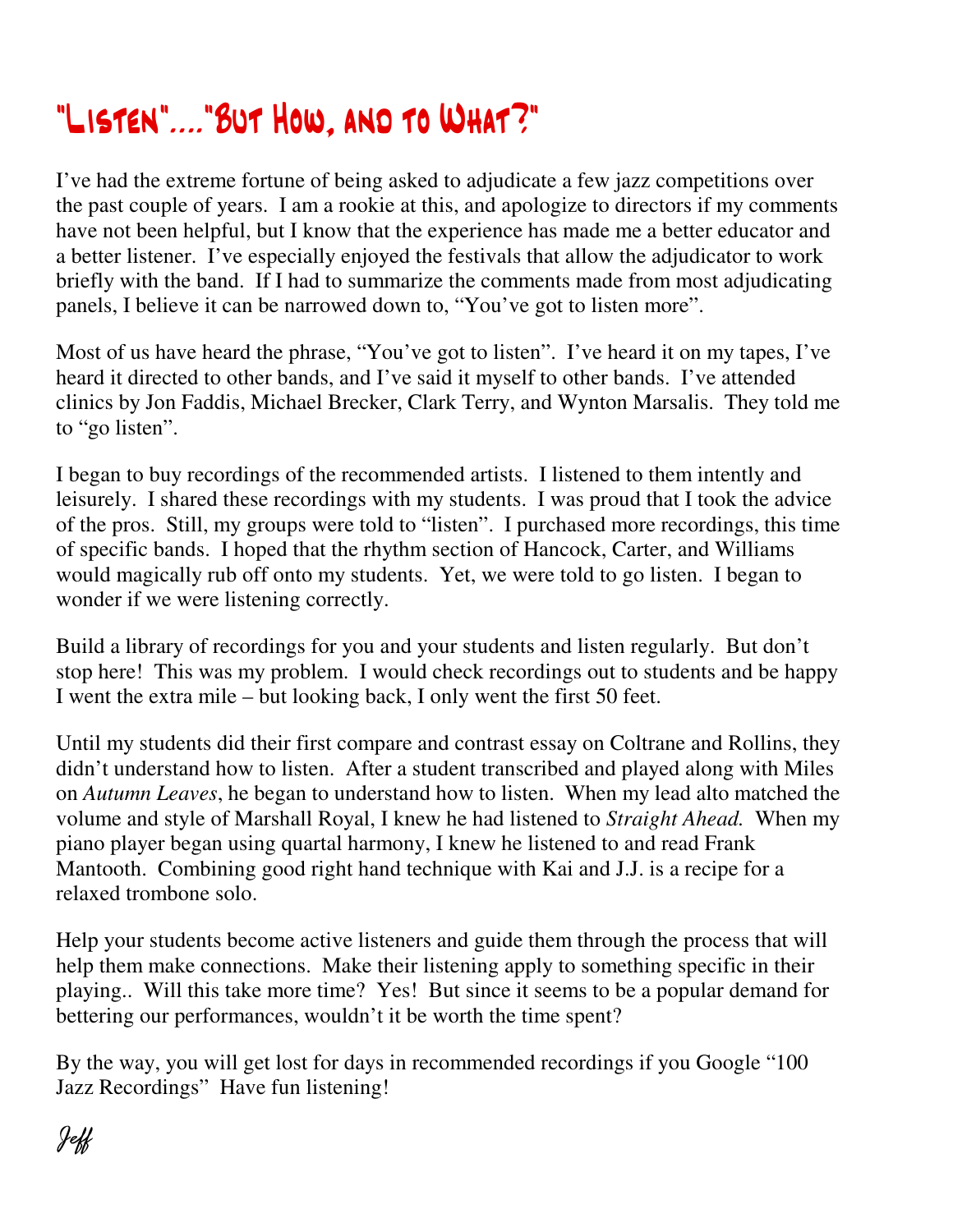# "Listen"…."But How, and to What?"

I've had the extreme fortune of being asked to adjudicate a few jazz competitions over the past couple of years. I am a rookie at this, and apologize to directors if my comments have not been helpful, but I know that the experience has made me a better educator and a better listener. I've especially enjoyed the festivals that allow the adjudicator to work briefly with the band. If I had to summarize the comments made from most adjudicating panels, I believe it can be narrowed down to, "You've got to listen more".

Most of us have heard the phrase, "You've got to listen". I've heard it on my tapes, I've heard it directed to other bands, and I've said it myself to other bands. I've attended clinics by Jon Faddis, Michael Brecker, Clark Terry, and Wynton Marsalis. They told me to "go listen".

I began to buy recordings of the recommended artists. I listened to them intently and leisurely. I shared these recordings with my students. I was proud that I took the advice of the pros. Still, my groups were told to "listen". I purchased more recordings, this time of specific bands. I hoped that the rhythm section of Hancock, Carter, and Williams would magically rub off onto my students. Yet, we were told to go listen. I began to wonder if we were listening correctly.

Build a library of recordings for you and your students and listen regularly. But don't stop here! This was my problem. I would check recordings out to students and be happy I went the extra mile – but looking back, I only went the first 50 feet.

Until my students did their first compare and contrast essay on Coltrane and Rollins, they didn't understand how to listen. After a student transcribed and played along with Miles on *Autumn Leaves*, he began to understand how to listen. When my lead alto matched the volume and style of Marshall Royal, I knew he had listened to *Straight Ahead.* When my piano player began using quartal harmony, I knew he listened to and read Frank Mantooth. Combining good right hand technique with Kai and J.J. is a recipe for a relaxed trombone solo.

Help your students become active listeners and guide them through the process that will help them make connections. Make their listening apply to something specific in their playing.. Will this take more time? Yes! But since it seems to be a popular demand for bettering our performances, wouldn't it be worth the time spent?

By the way, you will get lost for days in recommended recordings if you Google "100 Jazz Recordings" Have fun listening!

*Jeff*